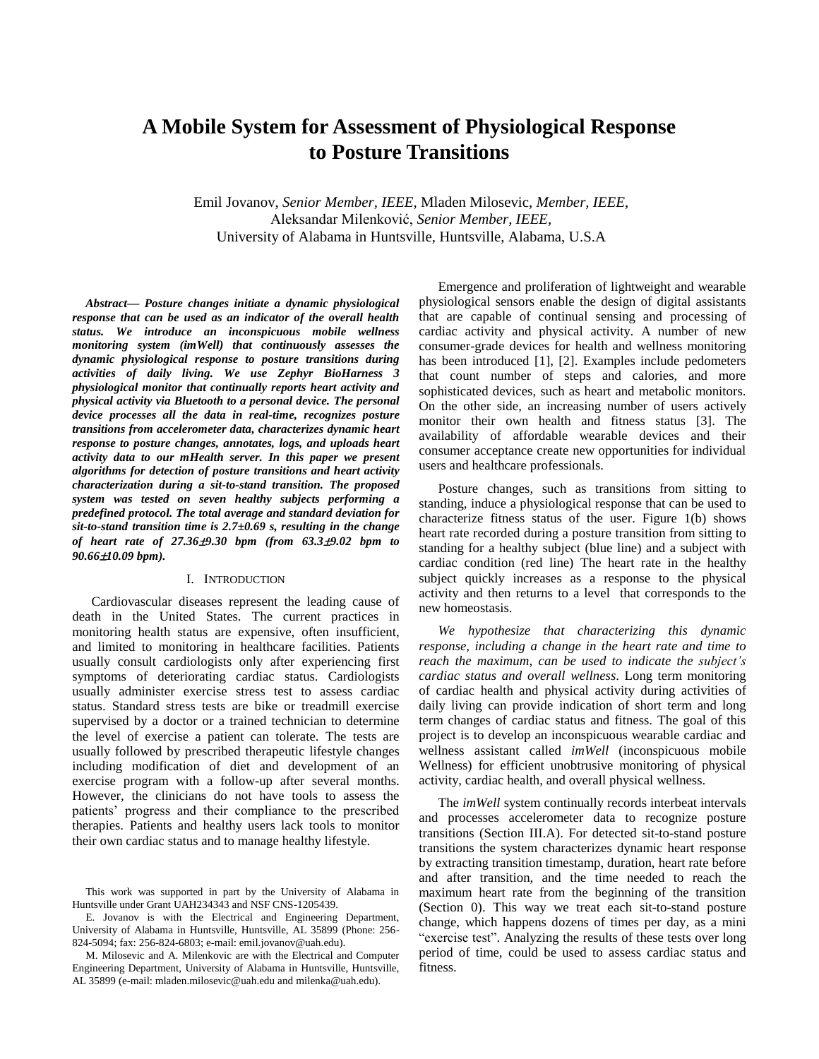# A Mobile System for Assessment of Physiological Response to Posture Transitions

Emil Jovanov, *Senior Member, IEEE*, Mladen Milosevic, *Member, IEEE*, Aleksandar Milenković, *Senior Member, IEEE*, University of Alabama in Huntsville, Huntsville, Alabama, U.S.A

***Abstract*— Posture changes initiate a dynamic physiological response that can be used as an indicator of the overall health status. We introduce an inconspicuous mobile wellness monitoring system (imWell) that continuously assesses the dynamic physiological response to posture transitions during activities of daily living. We use Zephyr BioHarness 3 physiological monitor that continually reports heart activity and physical activity via Bluetooth to a personal device. The personal device processes all the data in real-time, recognizes posture transitions from accelerometer data, characterizes dynamic heart response to posture changes, annotates, logs, and uploads heart activity data to our mHealth server. In this paper we present algorithms for detection of posture transitions and heart activity characterization during a sit-to-stand transition. The proposed system was tested on seven healthy subjects performing a predefined protocol. The total average and standard deviation for sit-to-stand transition time is 2.7±0.69 s, resulting in the change of heart rate of 27.36±9.30 bpm (from 63.3±9.02 bpm to 90.66±10.09 bpm).**

## I. Introduction

Cardiovascular diseases represent the leading cause of death in the United States. The current practices in monitoring health status are expensive, often insufficient, and limited to monitoring in healthcare facilities. Patients usually consult cardiologists only after experiencing first symptoms of deteriorating cardiac status. Cardiologists usually administer exercise stress test to assess cardiac status. Standard stress tests are bike or treadmill exercise supervised by a doctor or a trained technician to determine the level of exercise a patient can tolerate. The tests are usually followed by prescribed therapeutic lifestyle changes including modification of diet and development of an exercise program with a follow-up after several months. However, the clinicians do not have tools to assess the patients' progress and their compliance to the prescribed therapies. Patients and healthy users lack tools to monitor their own cardiac status and to manage healthy lifestyle.

This work was supported in part by the University of Alabama in Huntsville under Grant UAH234343 and NSF CNS-1205439.

E. Jovanov is with the Electrical and Engineering Department, University of Alabama in Huntsville, Huntsville, AL 35899 (Phone: 256-824-5094; fax: 256-824-6803; e-mail: emil.jovanov@uah.edu).

M. Milosevic and A. Milenkovic are with the Electrical and Computer Engineering Department, University of Alabama in Huntsville, Huntsville, AL 35899 (e-mail: mladen.milosevic@uah.edu and milenka@uah.edu).

Emergence and proliferation of lightweight and wearable physiological sensors enable the design of digital assistants that are capable of continual sensing and processing of cardiac activity and physical activity. A number of new consumer-grade devices for health and wellness monitoring has been introduced [1], [2]. Examples include pedometers that count number of steps and calories, and more sophisticated devices, such as heart and metabolic monitors. On the other side, an increasing number of users actively monitor their own health and fitness status [3]. The availability of affordable wearable devices and their consumer acceptance create new opportunities for individual users and healthcare professionals.

Posture changes, such as transitions from sitting to standing, induce a physiological response that can be used to characterize fitness status of the user. Figure 1(b) shows heart rate recorded during a posture transition from sitting to standing for a healthy subject (blue line) and a subject with cardiac condition (red line) The heart rate in the healthy subject quickly increases as a response to the physical activity and then returns to a level that corresponds to the new homeostasis.

*We hypothesize that characterizing this dynamic response, including a change in the heart rate and time to reach the maximum, can be used to indicate the subject's cardiac status and overall wellness*. Long term monitoring of cardiac health and physical activity during activities of daily living can provide indication of short term and long term changes of cardiac status and fitness. The goal of this project is to develop an inconspicuous wearable cardiac and wellness assistant called *imWell* (inconspicuous mobile Wellness) for efficient unobtrusive monitoring of physical activity, cardiac health, and overall physical wellness.

The *imWell* system continually records interbeat intervals and processes accelerometer data to recognize posture transitions (Section III.A). For detected sit-to-stand posture transitions the system characterizes dynamic heart response by extracting transition timestamp, duration, heart rate before and after transition, and the time needed to reach the maximum heart rate from the beginning of the transition (Section 0). This way we treat each sit-to-stand posture change, which happens dozens of times per day, as a mini "exercise test". Analyzing the results of these tests over long period of time, could be used to assess cardiac status and fitness.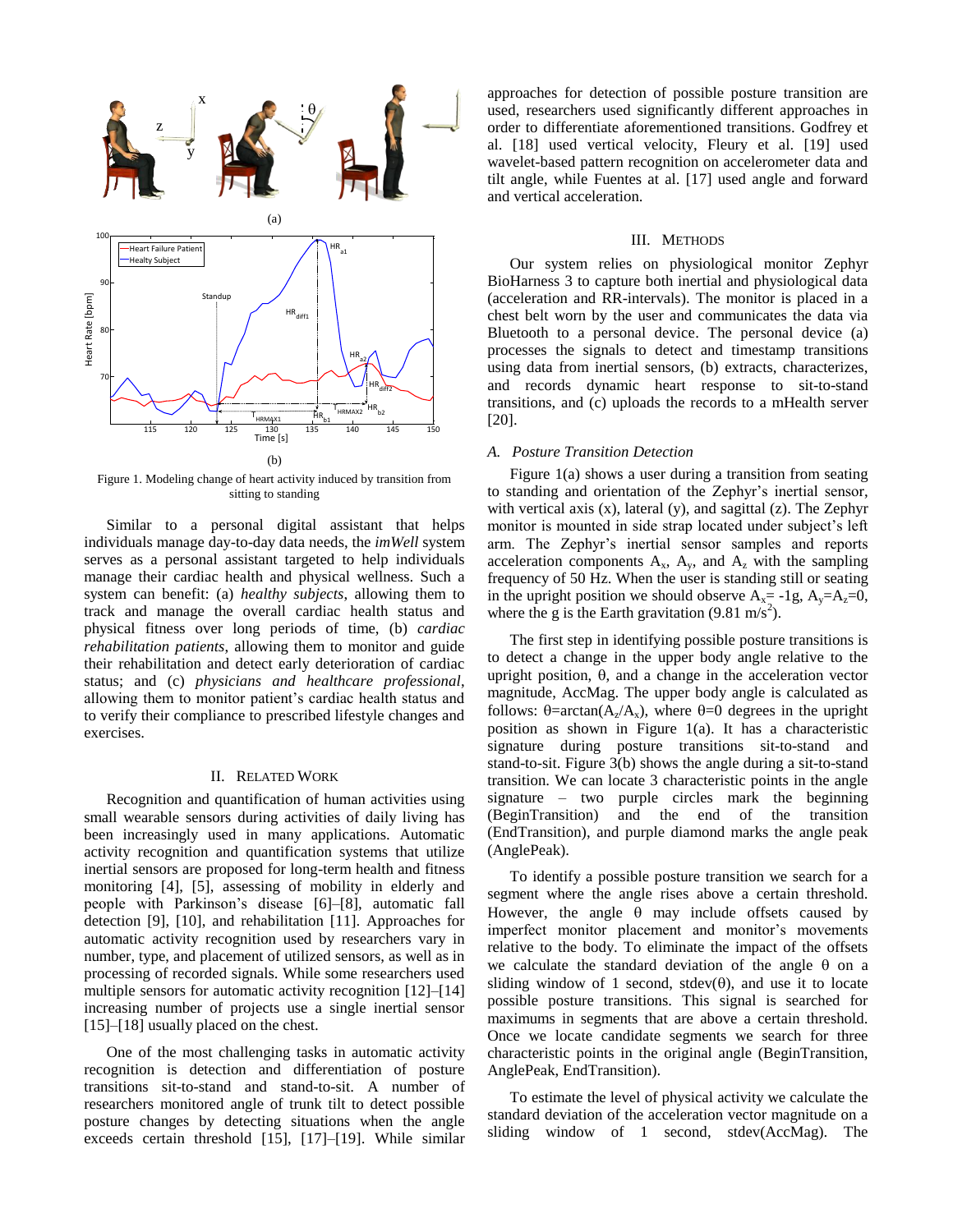Figure 1. Modeling change of heart activity induced by transition from sitting to standing

Similar to a personal digital assistant that helps individuals manage day-to-day data needs, the *imWell* system serves as a personal assistant targeted to help individuals manage their cardiac health and physical wellness. Such a system can benefit: (a) *healthy subjects*, allowing them to track and manage the overall cardiac health status and physical fitness over long periods of time, (b) *cardiac rehabilitation patients*, allowing them to monitor and guide their rehabilitation and detect early deterioration of cardiac status; and (c) *physicians and healthcare professional*, allowing them to monitor patient's cardiac health status and to verify their compliance to prescribed lifestyle changes and exercises.

## II. Related Work

Recognition and quantification of human activities using small wearable sensors during activities of daily living has been increasingly used in many applications. Automatic activity recognition and quantification systems that utilize inertial sensors are proposed for long-term health and fitness monitoring [4], [5], assessing of mobility in elderly and people with Parkinson's disease [6]–[8], automatic fall detection [9], [10], and rehabilitation [11]. Approaches for automatic activity recognition used by researchers vary in number, type, and placement of utilized sensors, as well as in processing of recorded signals. While some researchers used multiple sensors for automatic activity recognition [12]–[14] increasing number of projects use a single inertial sensor [15]–[18] usually placed on the chest.

One of the most challenging tasks in automatic activity recognition is detection and differentiation of posture transitions sit-to-stand and stand-to-sit. A number of researchers monitored angle of trunk tilt to detect possible posture changes by detecting situations when the angle exceeds certain threshold [15], [17]–[19]. While similar approaches for detection of possible posture transition are used, researchers used significantly different approaches in order to differentiate aforementioned transitions. Godfrey et al. [18] used vertical velocity, Fleury et al. [19] used wavelet-based pattern recognition on accelerometer data and tilt angle, while Fuentes at al. [17] used angle and forward and vertical acceleration.

## III. Methods

Our system relies on physiological monitor Zephyr BioHarness 3 to capture both inertial and physiological data (acceleration and RR-intervals). The monitor is placed in a chest belt worn by the user and communicates the data via Bluetooth to a personal device. The personal device (a) processes the signals to detect and timestamp transitions using data from inertial sensors, (b) extracts, characterizes, and records dynamic heart response to sit-to-stand transitions, and (c) uploads the records to a mHealth server [20].

### *A. Posture Transition Detection*

Figure 1(a) shows a user during a transition from seating to standing and orientation of the Zephyr's inertial sensor, with vertical axis (x), lateral (y), and sagittal (z). The Zephyr monitor is mounted in side strap located under subject's left arm. The Zephyr's inertial sensor samples and reports acceleration components $A_x$, $A_y$, and $A_z$ with the sampling frequency of 50 Hz. When the user is standing still or seating in the upright position we should observe $A_x = -1g$, $A_y = A_z = 0$, where the g is the Earth gravitation (9.81 m/s$^2$).

The first step in identifying possible posture transitions is to detect a change in the upper body angle relative to the upright position, θ, and a change in the acceleration vector magnitude, AccMag. The upper body angle is calculated as follows: $\theta = \arctan(A_z/A_x)$, where θ=0 degrees in the upright position as shown in Figure 1(a). It has a characteristic signature during posture transitions sit-to-stand and stand-to-sit. Figure 3(b) shows the angle during a sit-to-stand transition. We can locate 3 characteristic points in the angle signature – two purple circles mark the beginning (BeginTransition) and the end of the transition (EndTransition), and purple diamond marks the angle peak (AnglePeak).

To identify a possible posture transition we search for a segment where the angle rises above a certain threshold. However, the angle θ may include offsets caused by imperfect monitor placement and monitor's movements relative to the body. To eliminate the impact of the offsets we calculate the standard deviation of the angle θ on a sliding window of 1 second, stdev(θ), and use it to locate possible posture transitions. This signal is searched for maximums in segments that are above a certain threshold. Once we locate candidate segments we search for three characteristic points in the original angle (BeginTransition, AnglePeak, EndTransition).

To estimate the level of physical activity we calculate the standard deviation of the acceleration vector magnitude on a sliding window of 1 second, stdev(AccMag). The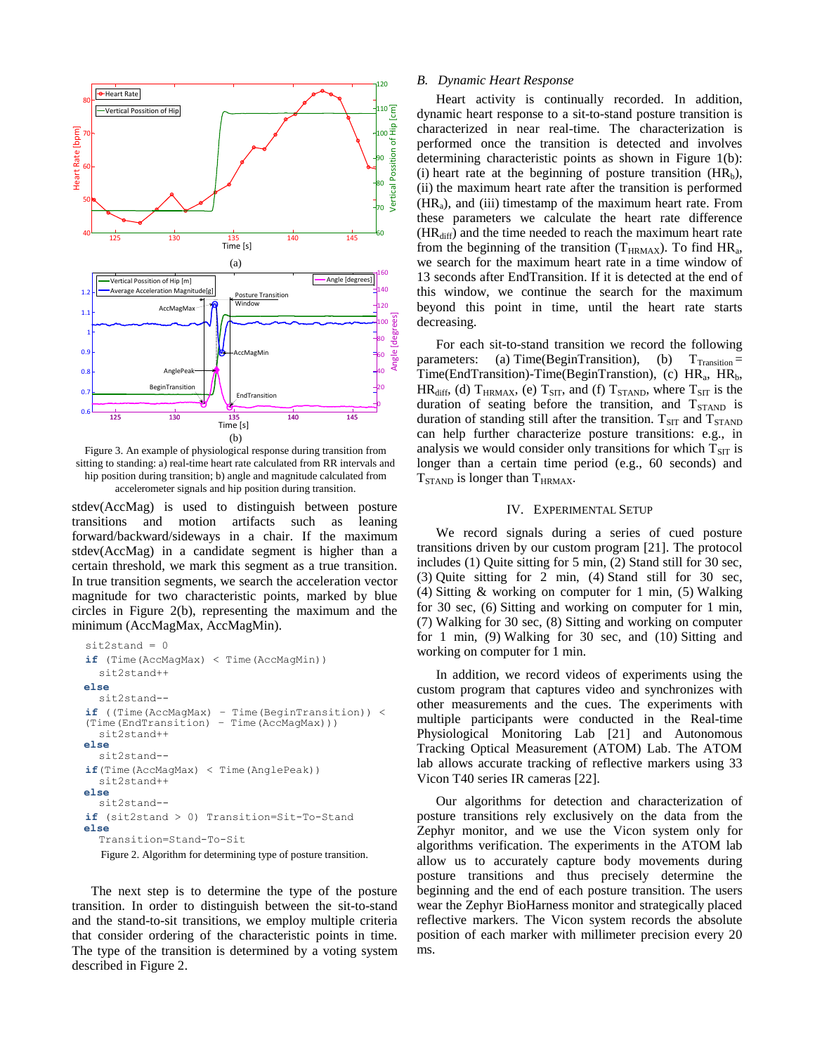Figure 3. An example of physiological response during transition from sitting to standing: a) real-time heart rate calculated from RR intervals and hip position during transition; b) angle and magnitude calculated from accelerometer signals and hip position during transition.

stdev(AccMag) is used to distinguish between posture transitions and motion artifacts such as leaning forward/backward/sideways in a chair. If the maximum stdev(AccMag) in a candidate segment is higher than a certain threshold, we mark this segment as a true transition. In true transition segments, we search the acceleration vector magnitude for two characteristic points, marked by blue circles in Figure 2(b), representing the maximum and the minimum (AccMagMax, AccMagMin).

```
sit2stand = 0
if (Time(AccMagMax) < Time(AccMagMin))
   sit2stand++
else
   sit2stand--
if ((Time(AccMagMax) - Time(BeginTransition)) <
(Time(EndTransition) - Time(AccMagMax)))
   sit2stand++
else
   sit2stand--
if(Time(AccMagMax) < Time(AnglePeak))
   sit2stand++
else
   sit2stand--
if (sit2stand > 0) Transition=Sit-To-Stand
else
   Transition=Stand-To-Sit
```

Figure 2. Algorithm for determining type of posture transition.

The next step is to determine the type of the posture transition. In order to distinguish between the sit-to-stand and the stand-to-sit transitions, we employ multiple criteria that consider ordering of the characteristic points in time. The type of the transition is determined by a voting system described in Figure 2.

### *B. Dynamic Heart Response*

Heart activity is continually recorded. In addition, dynamic heart response to a sit-to-stand posture transition is characterized in near real-time. The characterization is performed once the transition is detected and involves determining characteristic points as shown in Figure 1(b): (i) heart rate at the beginning of posture transition ($HR_b$), (ii) the maximum heart rate after the transition is performed ($HR_a$), and (iii) timestamp of the maximum heart rate. From these parameters we calculate the heart rate difference ($HR_{diff}$) and the time needed to reach the maximum heart rate from the beginning of the transition ($T_{HRMAX}$). To find $HR_a$, we search for the maximum heart rate in a time window of 13 seconds after EndTransition. If it is detected at the end of this window, we continue the search for the maximum beyond this point in time, until the heart rate starts decreasing.

For each sit-to-stand transition we record the following parameters: (a) Time(BeginTransition), (b) $T_{Transition}$ = Time(EndTransition)-Time(BeginTranstion), (c) $HR_a$, $HR_b$, $HR_{diff}$, (d) $T_{HRMAX}$, (e) $T_{SIT}$, and (f) $T_{STAND}$, where $T_{SIT}$ is the duration of seating before the transition, and $T_{STAND}$ is duration of standing still after the transition. $T_{SIT}$ and $T_{STAND}$ can help further characterize posture transitions: e.g., in analysis we would consider only transitions for which $T_{SIT}$ is longer than a certain time period (e.g., 60 seconds) and $T_{STAND}$ is longer than $T_{HRMAX}$.

## IV. Experimental Setup

We record signals during a series of cued posture transitions driven by our custom program [21]. The protocol includes (1) Quite sitting for 5 min, (2) Stand still for 30 sec, (3) Quite sitting for 2 min, (4) Stand still for 30 sec, (4) Sitting & working on computer for 1 min, (5) Walking for 30 sec, (6) Sitting and working on computer for 1 min, (7) Walking for 30 sec, (8) Sitting and working on computer for 1 min, (9) Walking for 30 sec, and (10) Sitting and working on computer for 1 min.

In addition, we record videos of experiments using the custom program that captures video and synchronizes with other measurements and the cues. The experiments with multiple participants were conducted in the Real-time Physiological Monitoring Lab [21] and Autonomous Tracking Optical Measurement (ATOM) Lab. The ATOM lab allows accurate tracking of reflective markers using 33 Vicon T40 series IR cameras [22].

Our algorithms for detection and characterization of posture transitions rely exclusively on the data from the Zephyr monitor, and we use the Vicon system only for algorithms verification. The experiments in the ATOM lab allow us to accurately capture body movements during posture transitions and thus precisely determine the beginning and the end of each posture transition. The users wear the Zephyr BioHarness monitor and strategically placed reflective markers. The Vicon system records the absolute position of each marker with millimeter precision every 20 ms.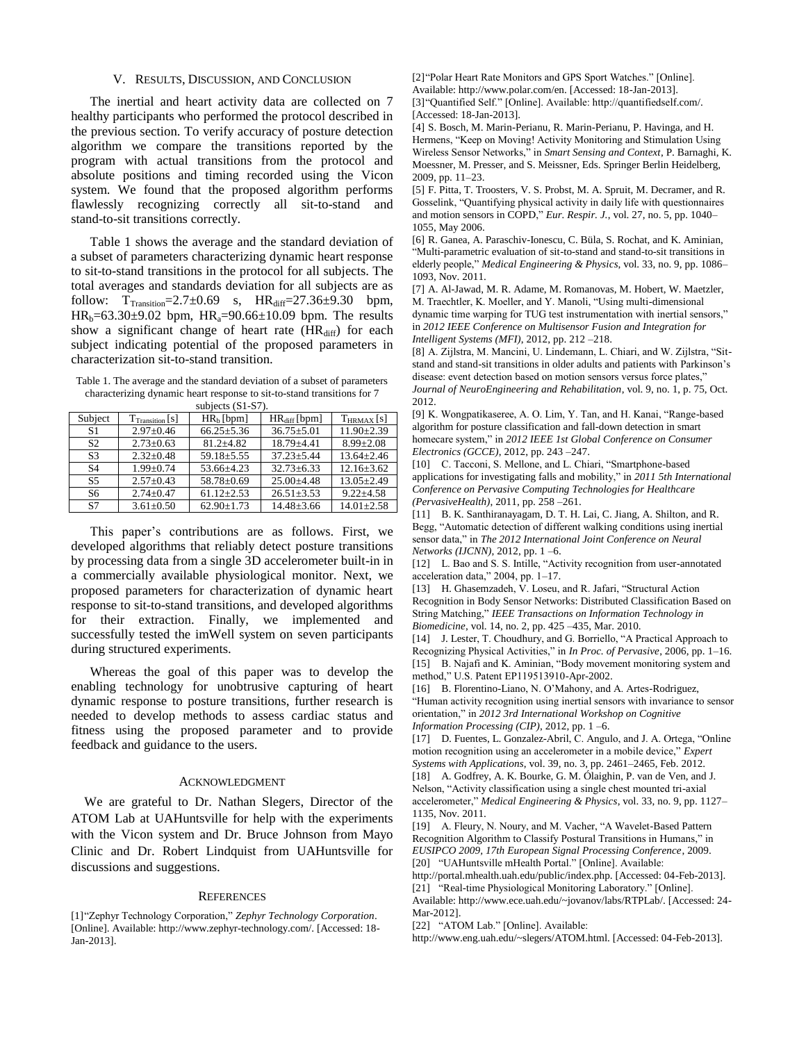## V. Results, Discussion, and Conclusion

The inertial and heart activity data are collected on 7 healthy participants who performed the protocol described in the previous section. To verify accuracy of posture detection algorithm we compare the transitions reported by the program with actual transitions from the protocol and absolute positions and timing recorded using the Vicon system. We found that the proposed algorithm performs flawlessly recognizing correctly all sit-to-stand and stand-to-sit transitions correctly.

Table 1 shows the average and the standard deviation of a subset of parameters characterizing dynamic heart response to sit-to-stand transitions in the protocol for all subjects. The total averages and standards deviation for all subjects are as follow: $T_{Transition}$=2.7±0.69 s, $HR_{diff}$=27.36±9.30 bpm, $HR_b$=63.30±9.02 bpm, $HR_a$=90.66±10.09 bpm. The results show a significant change of heart rate ($HR_{diff}$) for each subject indicating potential of the proposed parameters in characterization sit-to-stand transition.

Table 1. The average and the standard deviation of a subset of parameters characterizing dynamic heart response to sit-to-stand transitions for 7 subjects (S1-S7).

| Subject | $T_{Transition}$ [s] | $HR_b$ [bpm] | $HR_{diff}$ [bpm] | $T_{HRMAX}$ [s] |
|---|---|---|---|---|
| S1 | 2.97±0.46 | 66.25±5.36 | 36.75±5.01 | 11.90±2.39 |
| S2 | 2.73±0.63 | 81.2±4.82 | 18.79±4.41 | 8.99±2.08 |
| S3 | 2.32±0.48 | 59.18±5.55 | 37.23±5.44 | 13.64±2.46 |
| S4 | 1.99±0.74 | 53.66±4.23 | 32.73±6.33 | 12.16±3.62 |
| S5 | 2.57±0.43 | 58.78±0.69 | 25.00±4.48 | 13.05±2.49 |
| S6 | 2.74±0.47 | 61.12±2.53 | 26.51±3.53 | 9.22±4.58 |
| S7 | 3.61±0.50 | 62.90±1.73 | 14.48±3.66 | 14.01±2.58 |

This paper's contributions are as follows. First, we developed algorithms that reliably detect posture transitions by processing data from a single 3D accelerometer built-in in a commercially available physiological monitor. Next, we proposed parameters for characterization of dynamic heart response to sit-to-stand transitions, and developed algorithms for their extraction. Finally, we implemented and successfully tested the imWell system on seven participants during structured experiments.

Whereas the goal of this paper was to develop the enabling technology for unobtrusive capturing of heart dynamic response to posture transitions, further research is needed to develop methods to assess cardiac status and fitness using the proposed parameter and to provide feedback and guidance to the users.

## Acknowledgment

We are grateful to Dr. Nathan Slegers, Director of the ATOM Lab at UAHuntsville for help with the experiments with the Vicon system and Dr. Bruce Johnson from Mayo Clinic and Dr. Robert Lindquist from UAHuntsville for discussions and suggestions.

## References

[1] "Zephyr Technology Corporation," *Zephyr Technology Corporation*. [Online]. Available: http://www.zephyr-technology.com/. [Accessed: 18-Jan-2013].

[2] "Polar Heart Rate Monitors and GPS Sport Watches." [Online]. Available: http://www.polar.com/en. [Accessed: 18-Jan-2013].

[3] "Quantified Self." [Online]. Available: http://quantifiedself.com/. [Accessed: 18-Jan-2013].

[4] S. Bosch, M. Marin-Perianu, R. Marin-Perianu, P. Havinga, and H. Hermens, "Keep on Moving! Activity Monitoring and Stimulation Using Wireless Sensor Networks," in *Smart Sensing and Context*, P. Barnaghi, K. Moessner, M. Presser, and S. Meissner, Eds. Springer Berlin Heidelberg, 2009, pp. 11–23.

[5] F. Pitta, T. Troosters, V. S. Probst, M. A. Spruit, M. Decramer, and R. Gosselink, "Quantifying physical activity in daily life with questionnaires and motion sensors in COPD," *Eur. Respir. J.*, vol. 27, no. 5, pp. 1040–1055, May 2006.

[6] R. Ganea, A. Paraschiv-Ionescu, C. Büla, S. Rochat, and K. Aminian, "Multi-parametric evaluation of sit-to-stand and stand-to-sit transitions in elderly people," *Medical Engineering & Physics*, vol. 33, no. 9, pp. 1086–1093, Nov. 2011.

[7] A. Al-Jawad, M. R. Adame, M. Romanovas, M. Hobert, W. Maetzler, M. Traechtler, K. Moeller, and Y. Manoli, "Using multi-dimensional dynamic time warping for TUG test instrumentation with inertial sensors," in *2012 IEEE Conference on Multisensor Fusion and Integration for Intelligent Systems (MFI)*, 2012, pp. 212 –218.

[8] A. Zijlstra, M. Mancini, U. Lindemann, L. Chiari, and W. Zijlstra, "Sit-stand and stand-sit transitions in older adults and patients with Parkinson's disease: event detection based on motion sensors versus force plates," *Journal of NeuroEngineering and Rehabilitation*, vol. 9, no. 1, p. 75, Oct. 2012.

[9] K. Wongpatikaseree, A. O. Lim, Y. Tan, and H. Kanai, "Range-based algorithm for posture classification and fall-down detection in smart homecare system," in *2012 IEEE 1st Global Conference on Consumer Electronics (GCCE)*, 2012, pp. 243 –247.

[10] C. Tacconi, S. Mellone, and L. Chiari, "Smartphone-based applications for investigating falls and mobility," in *2011 5th International Conference on Pervasive Computing Technologies for Healthcare (PervasiveHealth)*, 2011, pp. 258 –261.

[11] B. K. Santhiranayagam, D. T. H. Lai, C. Jiang, A. Shilton, and R. Begg, "Automatic detection of different walking conditions using inertial sensor data," in *The 2012 International Joint Conference on Neural Networks (IJCNN)*, 2012, pp. 1 –6.

[12] L. Bao and S. S. Intille, "Activity recognition from user-annotated acceleration data," 2004, pp. 1–17.

[13] H. Ghasemzadeh, V. Loseu, and R. Jafari, "Structural Action Recognition in Body Sensor Networks: Distributed Classification Based on String Matching," *IEEE Transactions on Information Technology in Biomedicine*, vol. 14, no. 2, pp. 425 –435, Mar. 2010.

[14] J. Lester, T. Choudhury, and G. Borriello, "A Practical Approach to Recognizing Physical Activities," in *In Proc. of Pervasive*, 2006, pp. 1–16.

[15] B. Najafi and K. Aminian, "Body movement monitoring system and method," U.S. Patent EP119513910-Apr-2002.

[16] B. Florentino-Liano, N. O'Mahony, and A. Artes-Rodriguez, "Human activity recognition using inertial sensors with invariance to sensor orientation," in *2012 3rd International Workshop on Cognitive Information Processing (CIP)*, 2012, pp. 1 –6.

[17] D. Fuentes, L. Gonzalez-Abril, C. Angulo, and J. A. Ortega, "Online motion recognition using an accelerometer in a mobile device," *Expert Systems with Applications*, vol. 39, no. 3, pp. 2461–2465, Feb. 2012.

[18] A. Godfrey, A. K. Bourke, G. M. Ólaighin, P. van de Ven, and J. Nelson, "Activity classification using a single chest mounted tri-axial accelerometer," *Medical Engineering & Physics*, vol. 33, no. 9, pp. 1127–1135, Nov. 2011.

[19] A. Fleury, N. Noury, and M. Vacher, "A Wavelet-Based Pattern Recognition Algorithm to Classify Postural Transitions in Humans," in *EUSIPCO 2009, 17th European Signal Processing Conference*, 2009.

[20] "UAHuntsville mHealth Portal." [Online]. Available: http://portal.mhealth.uah.edu/public/index.php. [Accessed: 04-Feb-2013].

[21] "Real-time Physiological Monitoring Laboratory." [Online]. Available: http://www.ece.uah.edu/~jovanov/labs/RTPLab/. [Accessed: 24-Mar-2012].

[22] "ATOM Lab." [Online]. Available: http://www.eng.uah.edu/~slegers/ATOM.html. [Accessed: 04-Feb-2013].